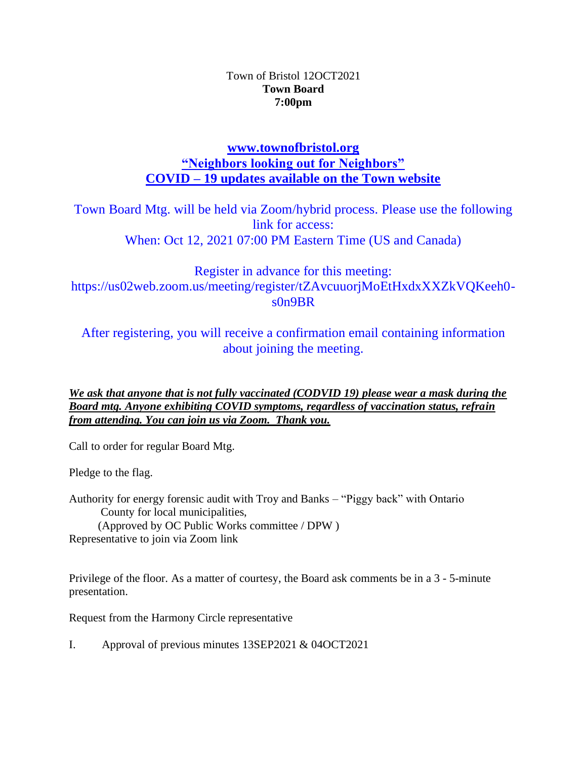Town of Bristol 12OCT2021
**Town Board**
**7:00pm**

**[www.townofbristol.org](http://www.townofbristol.org)**
**"Neighbors looking out for Neighbors"**
**COVID – 19 updates available on the Town website**

Town Board Mtg. will be held via Zoom/hybrid process. Please use the following link for access:
When: Oct 12, 2021 07:00 PM Eastern Time (US and Canada)

Register in advance for this meeting:
https://us02web.zoom.us/meeting/register/tZAvcuuorjMoEtHxdxXXZkVQKeeh0-s0n9BR

After registering, you will receive a confirmation email containing information about joining the meeting.

***We ask that anyone that is not fully vaccinated (CODVID 19) please wear a mask during the Board mtg. Anyone exhibiting COVID symptoms, regardless of vaccination status, refrain from attending. You can join us via Zoom. Thank you.***

Call to order for regular Board Mtg.

Pledge to the flag.

Authority for energy forensic audit with Troy and Banks – "Piggy back" with Ontario County for local municipalities,
(Approved by OC Public Works committee / DPW )
Representative to join via Zoom link

Privilege of the floor. As a matter of courtesy, the Board ask comments be in a 3 - 5-minute presentation.

Request from the Harmony Circle representative

I. Approval of previous minutes 13SEP2021 & 04OCT2021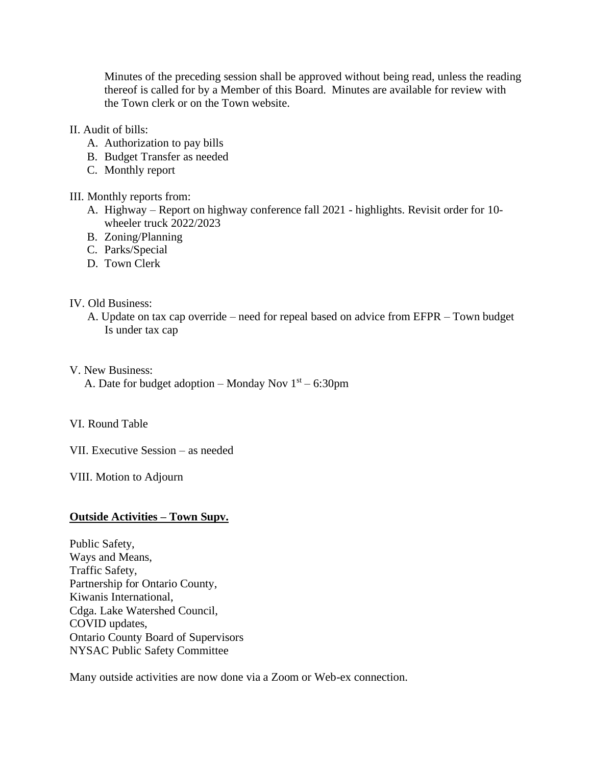Minutes of the preceding session shall be approved without being read, unless the reading thereof is called for by a Member of this Board. Minutes are available for review with the Town clerk or on the Town website.

II. Audit of bills:

A. Authorization to pay bills
B. Budget Transfer as needed
C. Monthly report

III. Monthly reports from:

A. Highway – Report on highway conference fall 2021 - highlights. Revisit order for 10-wheeler truck 2022/2023
B. Zoning/Planning
C. Parks/Special
D. Town Clerk

IV. Old Business:

A. Update on tax cap override – need for repeal based on advice from EFPR – Town budget Is under tax cap

V. New Business:

A. Date for budget adoption – Monday Nov 1st – 6:30pm

VI. Round Table

VII. Executive Session – as needed

VIII. Motion to Adjourn

**Outside Activities – Town Supv.**

Public Safety,
Ways and Means,
Traffic Safety,
Partnership for Ontario County,
Kiwanis International,
Cdga. Lake Watershed Council,
COVID updates,
Ontario County Board of Supervisors
NYSAC Public Safety Committee

Many outside activities are now done via a Zoom or Web-ex connection.